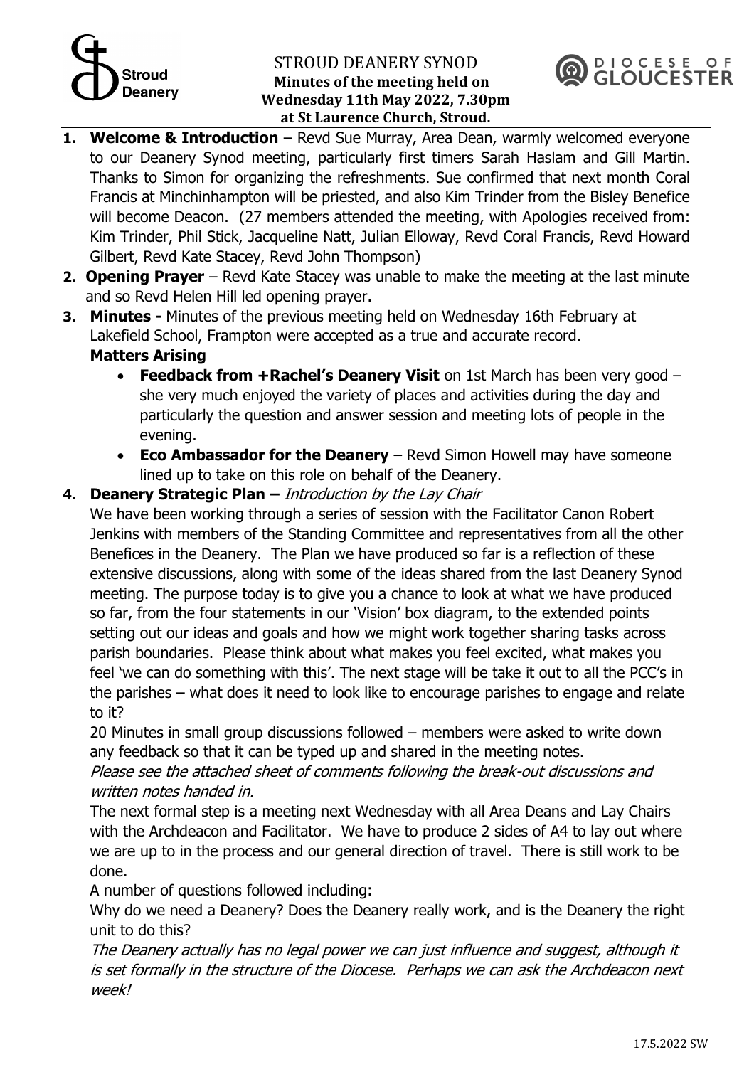# STROUD DEANERY SYNOD
**Minutes of the meeting held on Wednesday 11th May 2022, 7.30pm at St Laurence Church, Stroud.**

1. **Welcome & Introduction** – Revd Sue Murray, Area Dean, warmly welcomed everyone to our Deanery Synod meeting, particularly first timers Sarah Haslam and Gill Martin. Thanks to Simon for organizing the refreshments. Sue confirmed that next month Coral Francis at Minchinhampton will be priested, and also Kim Trinder from the Bisley Benefice will become Deacon. (27 members attended the meeting, with Apologies received from: Kim Trinder, Phil Stick, Jacqueline Natt, Julian Elloway, Revd Coral Francis, Revd Howard Gilbert, Revd Kate Stacey, Revd John Thompson)
2. **Opening Prayer** – Revd Kate Stacey was unable to make the meeting at the last minute and so Revd Helen Hill led opening prayer.
3. **Minutes -** Minutes of the previous meeting held on Wednesday 16th February at Lakefield School, Frampton were accepted as a true and accurate record.

   **Matters Arising**
   - **Feedback from +Rachel's Deanery Visit** on 1st March has been very good – she very much enjoyed the variety of places and activities during the day and particularly the question and answer session and meeting lots of people in the evening.
   - **Eco Ambassador for the Deanery** – Revd Simon Howell may have someone lined up to take on this role on behalf of the Deanery.
4. **Deanery Strategic Plan –** *Introduction by the Lay Chair*

   We have been working through a series of session with the Facilitator Canon Robert Jenkins with members of the Standing Committee and representatives from all the other Benefices in the Deanery. The Plan we have produced so far is a reflection of these extensive discussions, along with some of the ideas shared from the last Deanery Synod meeting. The purpose today is to give you a chance to look at what we have produced so far, from the four statements in our 'Vision' box diagram, to the extended points setting out our ideas and goals and how we might work together sharing tasks across parish boundaries. Please think about what makes you feel excited, what makes you feel 'we can do something with this'. The next stage will be take it out to all the PCC's in the parishes – what does it need to look like to encourage parishes to engage and relate to it?

   20 Minutes in small group discussions followed – members were asked to write down any feedback so that it can be typed up and shared in the meeting notes.

   *Please see the attached sheet of comments following the break-out discussions and written notes handed in.*

   The next formal step is a meeting next Wednesday with all Area Deans and Lay Chairs with the Archdeacon and Facilitator. We have to produce 2 sides of A4 to lay out where we are up to in the process and our general direction of travel. There is still work to be done.

   A number of questions followed including:

   Why do we need a Deanery? Does the Deanery really work, and is the Deanery the right unit to do this?

   *The Deanery actually has no legal power we can just influence and suggest, although it is set formally in the structure of the Diocese. Perhaps we can ask the Archdeacon next week!*

17.5.2022 SW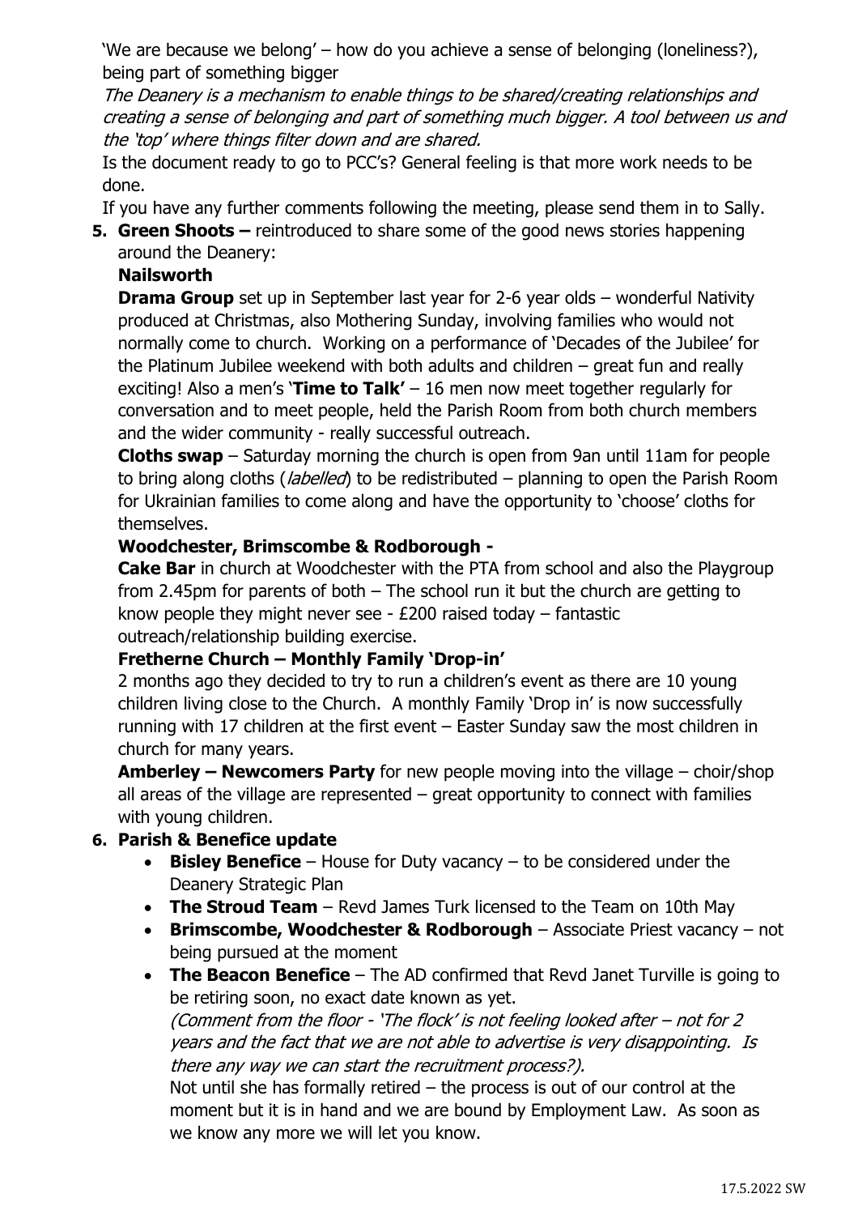'We are because we belong' – how do you achieve a sense of belonging (loneliness?), being part of something bigger

*The Deanery is a mechanism to enable things to be shared/creating relationships and creating a sense of belonging and part of something much bigger. A tool between us and the 'top' where things filter down and are shared.*

Is the document ready to go to PCC's? General feeling is that more work needs to be done.

If you have any further comments following the meeting, please send them in to Sally.

5. **Green Shoots –** reintroduced to share some of the good news stories happening around the Deanery:

   **Nailsworth**

   **Drama Group** set up in September last year for 2-6 year olds – wonderful Nativity produced at Christmas, also Mothering Sunday, involving families who would not normally come to church. Working on a performance of 'Decades of the Jubilee' for the Platinum Jubilee weekend with both adults and children – great fun and really exciting! Also a men's '**Time to Talk'** – 16 men now meet together regularly for conversation and to meet people, held the Parish Room from both church members and the wider community - really successful outreach.

   **Cloths swap** – Saturday morning the church is open from 9an until 11am for people to bring along cloths (*labelled*) to be redistributed – planning to open the Parish Room for Ukrainian families to come along and have the opportunity to 'choose' cloths for themselves.

   **Woodchester, Brimscombe & Rodborough -**

   **Cake Bar** in church at Woodchester with the PTA from school and also the Playgroup from 2.45pm for parents of both – The school run it but the church are getting to know people they might never see - £200 raised today – fantastic outreach/relationship building exercise.

   **Fretherne Church – Monthly Family 'Drop-in'**

   2 months ago they decided to try to run a children's event as there are 10 young children living close to the Church. A monthly Family 'Drop in' is now successfully running with 17 children at the first event – Easter Sunday saw the most children in church for many years.

   **Amberley – Newcomers Party** for new people moving into the village – choir/shop all areas of the village are represented – great opportunity to connect with families with young children.

6. **Parish & Benefice update**
   - **Bisley Benefice** – House for Duty vacancy – to be considered under the Deanery Strategic Plan
   - **The Stroud Team** – Revd James Turk licensed to the Team on 10th May
   - **Brimscombe, Woodchester & Rodborough** – Associate Priest vacancy – not being pursued at the moment
   - **The Beacon Benefice** – The AD confirmed that Revd Janet Turville is going to be retiring soon, no exact date known as yet.

     *(Comment from the floor - 'The flock' is not feeling looked after – not for 2 years and the fact that we are not able to advertise is very disappointing. Is there any way we can start the recruitment process?).*

     Not until she has formally retired – the process is out of our control at the moment but it is in hand and we are bound by Employment Law. As soon as we know any more we will let you know.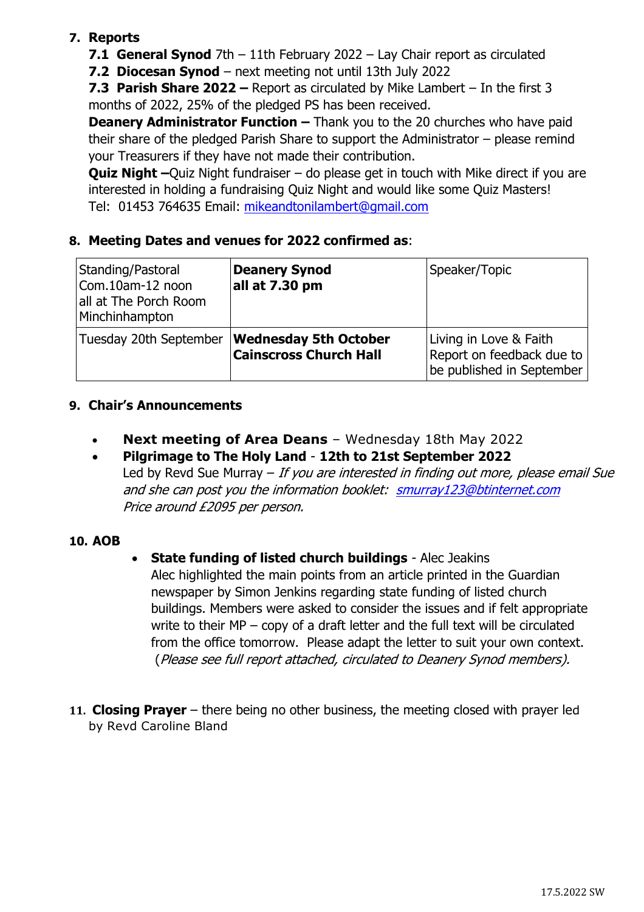## 7. Reports

**7.1 General Synod** 7th – 11th February 2022 – Lay Chair report as circulated

**7.2 Diocesan Synod** – next meeting not until 13th July 2022

**7.3 Parish Share 2022 –** Report as circulated by Mike Lambert – In the first 3 months of 2022, 25% of the pledged PS has been received.

**Deanery Administrator Function –** Thank you to the 20 churches who have paid their share of the pledged Parish Share to support the Administrator – please remind your Treasurers if they have not made their contribution.

**Quiz Night –**Quiz Night fundraiser – do please get in touch with Mike direct if you are interested in holding a fundraising Quiz Night and would like some Quiz Masters! Tel: 01453 764635 Email: mikeandtonilambert@gmail.com

## 8. Meeting Dates and venues for 2022 confirmed as:

| Standing/Pastoral Com.10am-12 noon all at The Porch Room Minchinhampton | **Deanery Synod all at 7.30 pm** | Speaker/Topic |
|---|---|---|
| Tuesday 20th September | **Wednesday 5th October Cainscross Church Hall** | Living in Love & Faith Report on feedback due to be published in September |

## 9. Chair's Announcements

- **Next meeting of Area Deans** – Wednesday 18th May 2022
- **Pilgrimage to The Holy Land** - **12th to 21st September 2022**
  Led by Revd Sue Murray – *If you are interested in finding out more, please email Sue and she can post you the information booklet: smurray123@btinternet.com Price around £2095 per person.*

## 10. AOB

- **State funding of listed church buildings** - Alec Jeakins
  Alec highlighted the main points from an article printed in the Guardian newspaper by Simon Jenkins regarding state funding of listed church buildings. Members were asked to consider the issues and if felt appropriate write to their MP – copy of a draft letter and the full text will be circulated from the office tomorrow. Please adapt the letter to suit your own context. (*Please see full report attached, circulated to Deanery Synod members).*

## 11. Closing Prayer

**Closing Prayer** – there being no other business, the meeting closed with prayer led by Revd Caroline Bland

17.5.2022 SW